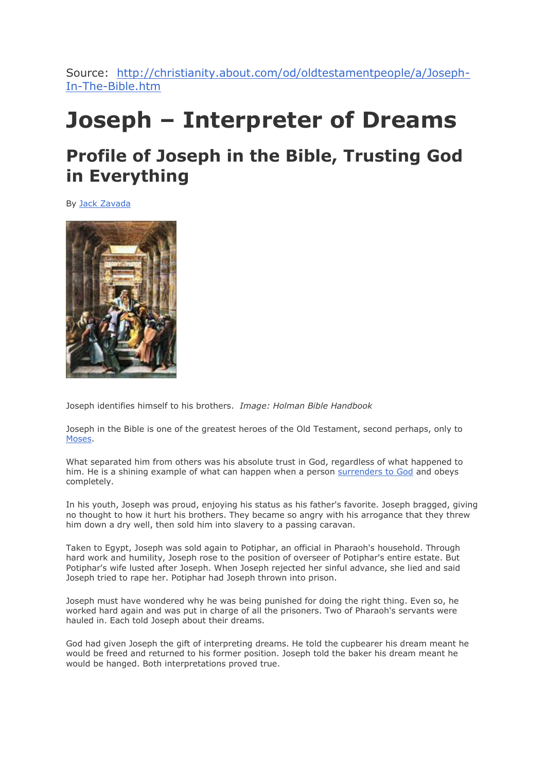Source: [http://christianity.about.com/od/oldtestamentpeople/a/Joseph-In-The-Bible.htm](http://christianity.about.com/od/oldtestamentpeople/a/Joseph-In-The-Bible.htm)

# Joseph – Interpreter of Dreams

## Profile of Joseph in the Bible, Trusting God in Everything

By [Jack Zavada]()

Joseph identifies himself to his brothers. *Image: Holman Bible Handbook*

Joseph in the Bible is one of the greatest heroes of the Old Testament, second perhaps, only to [Moses]().

What separated him from others was his absolute trust in God, regardless of what happened to him. He is a shining example of what can happen when a person [surrenders to God]() and obeys completely.

In his youth, Joseph was proud, enjoying his status as his father's favorite. Joseph bragged, giving no thought to how it hurt his brothers. They became so angry with his arrogance that they threw him down a dry well, then sold him into slavery to a passing caravan.

Taken to Egypt, Joseph was sold again to Potiphar, an official in Pharaoh's household. Through hard work and humility, Joseph rose to the position of overseer of Potiphar's entire estate. But Potiphar's wife lusted after Joseph. When Joseph rejected her sinful advance, she lied and said Joseph tried to rape her. Potiphar had Joseph thrown into prison.

Joseph must have wondered why he was being punished for doing the right thing. Even so, he worked hard again and was put in charge of all the prisoners. Two of Pharaoh's servants were hauled in. Each told Joseph about their dreams.

God had given Joseph the gift of interpreting dreams. He told the cupbearer his dream meant he would be freed and returned to his former position. Joseph told the baker his dream meant he would be hanged. Both interpretations proved true.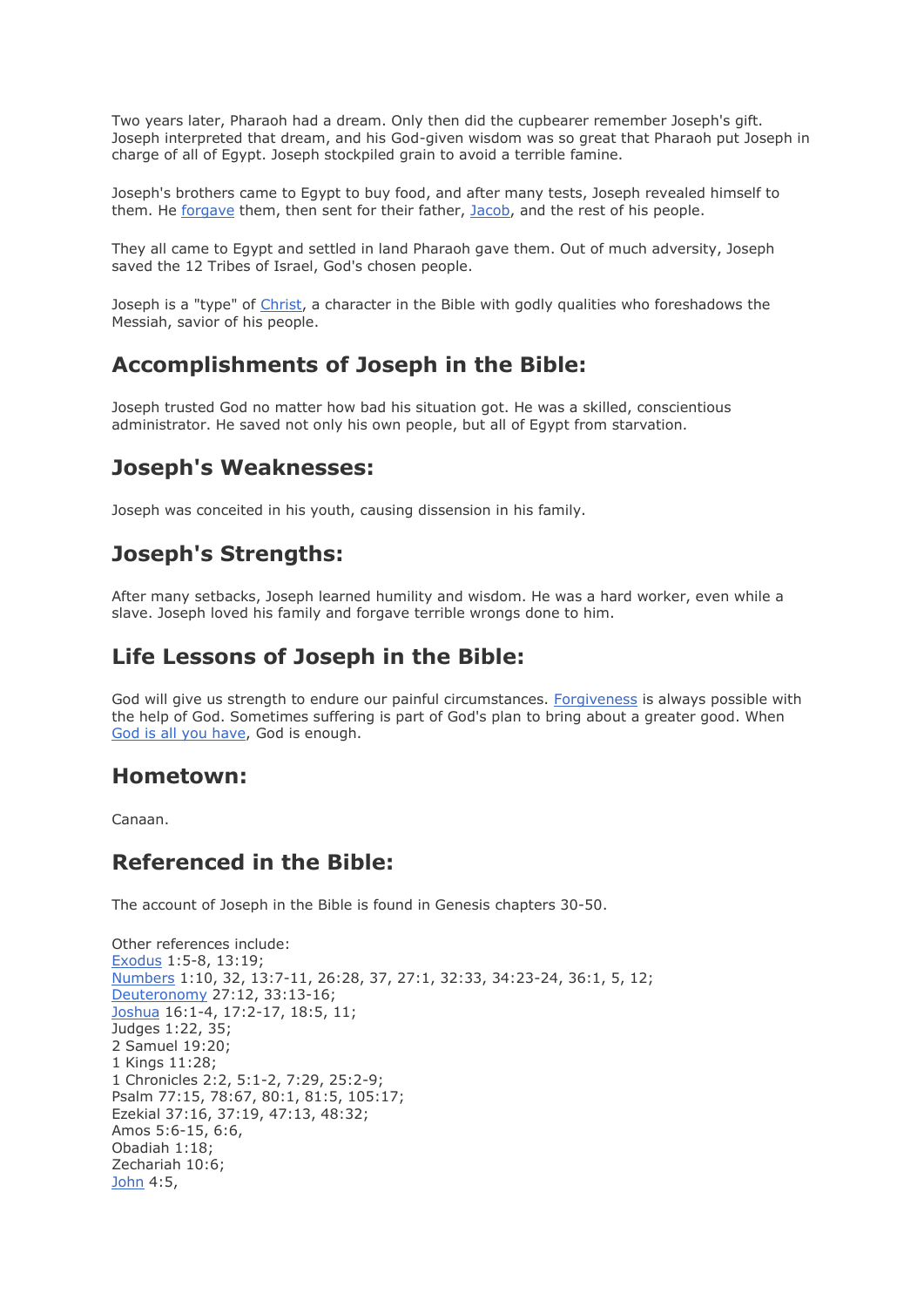Two years later, Pharaoh had a dream. Only then did the cupbearer remember Joseph's gift. Joseph interpreted that dream, and his God-given wisdom was so great that Pharaoh put Joseph in charge of all of Egypt. Joseph stockpiled grain to avoid a terrible famine.

Joseph's brothers came to Egypt to buy food, and after many tests, Joseph revealed himself to them. He forgave them, then sent for their father, Jacob, and the rest of his people.

They all came to Egypt and settled in land Pharaoh gave them. Out of much adversity, Joseph saved the 12 Tribes of Israel, God's chosen people.

Joseph is a "type" of Christ, a character in the Bible with godly qualities who foreshadows the Messiah, savior of his people.

## Accomplishments of Joseph in the Bible:

Joseph trusted God no matter how bad his situation got. He was a skilled, conscientious administrator. He saved not only his own people, but all of Egypt from starvation.

## Joseph's Weaknesses:

Joseph was conceited in his youth, causing dissension in his family.

## Joseph's Strengths:

After many setbacks, Joseph learned humility and wisdom. He was a hard worker, even while a slave. Joseph loved his family and forgave terrible wrongs done to him.

## Life Lessons of Joseph in the Bible:

God will give us strength to endure our painful circumstances. Forgiveness is always possible with the help of God. Sometimes suffering is part of God's plan to bring about a greater good. When God is all you have, God is enough.

## Hometown:

Canaan.

## Referenced in the Bible:

The account of Joseph in the Bible is found in Genesis chapters 30-50.

Other references include:
Exodus 1:5-8, 13:19;
Numbers 1:10, 32, 13:7-11, 26:28, 37, 27:1, 32:33, 34:23-24, 36:1, 5, 12;
Deuteronomy 27:12, 33:13-16;
Joshua 16:1-4, 17:2-17, 18:5, 11;
Judges 1:22, 35;
2 Samuel 19:20;
1 Kings 11:28;
1 Chronicles 2:2, 5:1-2, 7:29, 25:2-9;
Psalm 77:15, 78:67, 80:1, 81:5, 105:17;
Ezekial 37:16, 37:19, 47:13, 48:32;
Amos 5:6-15, 6:6,
Obadiah 1:18;
Zechariah 10:6;
John 4:5,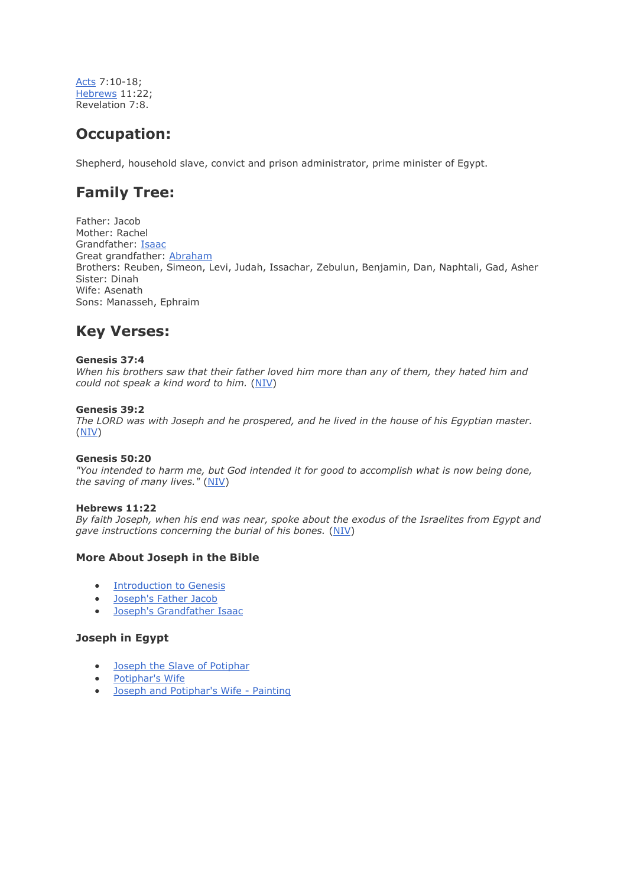[Acts](#) 7:10-18;
[Hebrews](#) 11:22;
Revelation 7:8.

## Occupation:

Shepherd, household slave, convict and prison administrator, prime minister of Egypt.

## Family Tree:

Father: Jacob
Mother: Rachel
Grandfather: Isaac
Great grandfather: Abraham
Brothers: Reuben, Simeon, Levi, Judah, Issachar, Zebulun, Benjamin, Dan, Naphtali, Gad, Asher
Sister: Dinah
Wife: Asenath
Sons: Manasseh, Ephraim

## Key Verses:

**Genesis 37:4**
*When his brothers saw that their father loved him more than any of them, they hated him and could not speak a kind word to him.* (NIV)

**Genesis 39:2**
*The LORD was with Joseph and he prospered, and he lived in the house of his Egyptian master.* (NIV)

**Genesis 50:20**
*"You intended to harm me, but God intended it for good to accomplish what is now being done, the saving of many lives."* (NIV)

**Hebrews 11:22**
*By faith Joseph, when his end was near, spoke about the exodus of the Israelites from Egypt and gave instructions concerning the burial of his bones.* (NIV)

### More About Joseph in the Bible

- Introduction to Genesis
- Joseph's Father Jacob
- Joseph's Grandfather Isaac

### Joseph in Egypt

- Joseph the Slave of Potiphar
- Potiphar's Wife
- Joseph and Potiphar's Wife - Painting